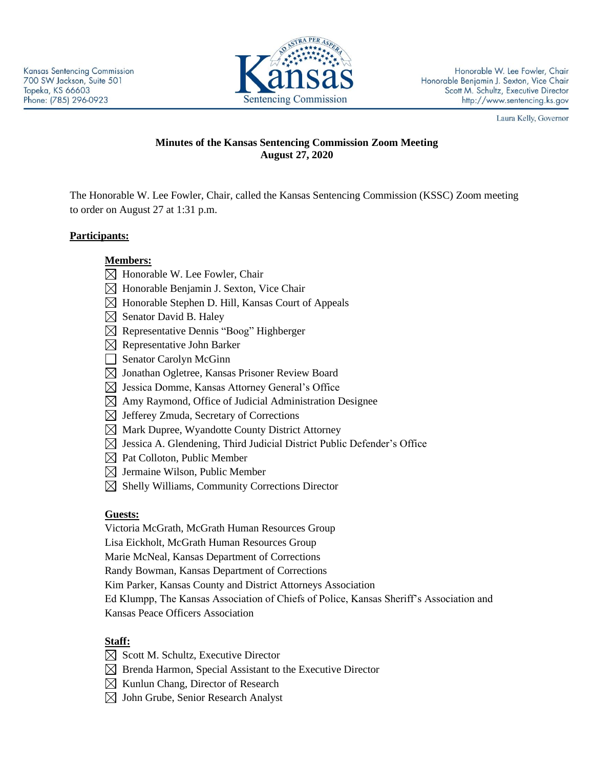Kansas Sentencing Commission
700 SW Jackson, Suite 501
Topeka, KS 66603
Phone: (785) 296-0923

Honorable W. Lee Fowler, Chair
Honorable Benjamin J. Sexton, Vice Chair
Scott M. Schultz, Executive Director
http://www.sentencing.ks.gov

Laura Kelly, Governor

**Minutes of the Kansas Sentencing Commission Zoom Meeting**
**August 27, 2020**

The Honorable W. Lee Fowler, Chair, called the Kansas Sentencing Commission (KSSC) Zoom meeting to order on August 27 at 1:31 p.m.

**Participants:**

**Members:**

- ☒ Honorable W. Lee Fowler, Chair
- ☒ Honorable Benjamin J. Sexton, Vice Chair
- ☒ Honorable Stephen D. Hill, Kansas Court of Appeals
- ☒ Senator David B. Haley
- ☒ Representative Dennis "Boog" Highberger
- ☒ Representative John Barker
- ☐ Senator Carolyn McGinn
- ☒ Jonathan Ogletree, Kansas Prisoner Review Board
- ☒ Jessica Domme, Kansas Attorney General's Office
- ☒ Amy Raymond, Office of Judicial Administration Designee
- ☒ Jefferey Zmuda, Secretary of Corrections
- ☒ Mark Dupree, Wyandotte County District Attorney
- ☒ Jessica A. Glendening, Third Judicial District Public Defender's Office
- ☒ Pat Colloton, Public Member
- ☒ Jermaine Wilson, Public Member
- ☒ Shelly Williams, Community Corrections Director

**Guests:**

Victoria McGrath, McGrath Human Resources Group
Lisa Eickholt, McGrath Human Resources Group
Marie McNeal, Kansas Department of Corrections
Randy Bowman, Kansas Department of Corrections
Kim Parker, Kansas County and District Attorneys Association
Ed Klumpp, The Kansas Association of Chiefs of Police, Kansas Sheriff's Association and Kansas Peace Officers Association

**Staff:**

- ☒ Scott M. Schultz, Executive Director
- ☒ Brenda Harmon, Special Assistant to the Executive Director
- ☒ Kunlun Chang, Director of Research
- ☒ John Grube, Senior Research Analyst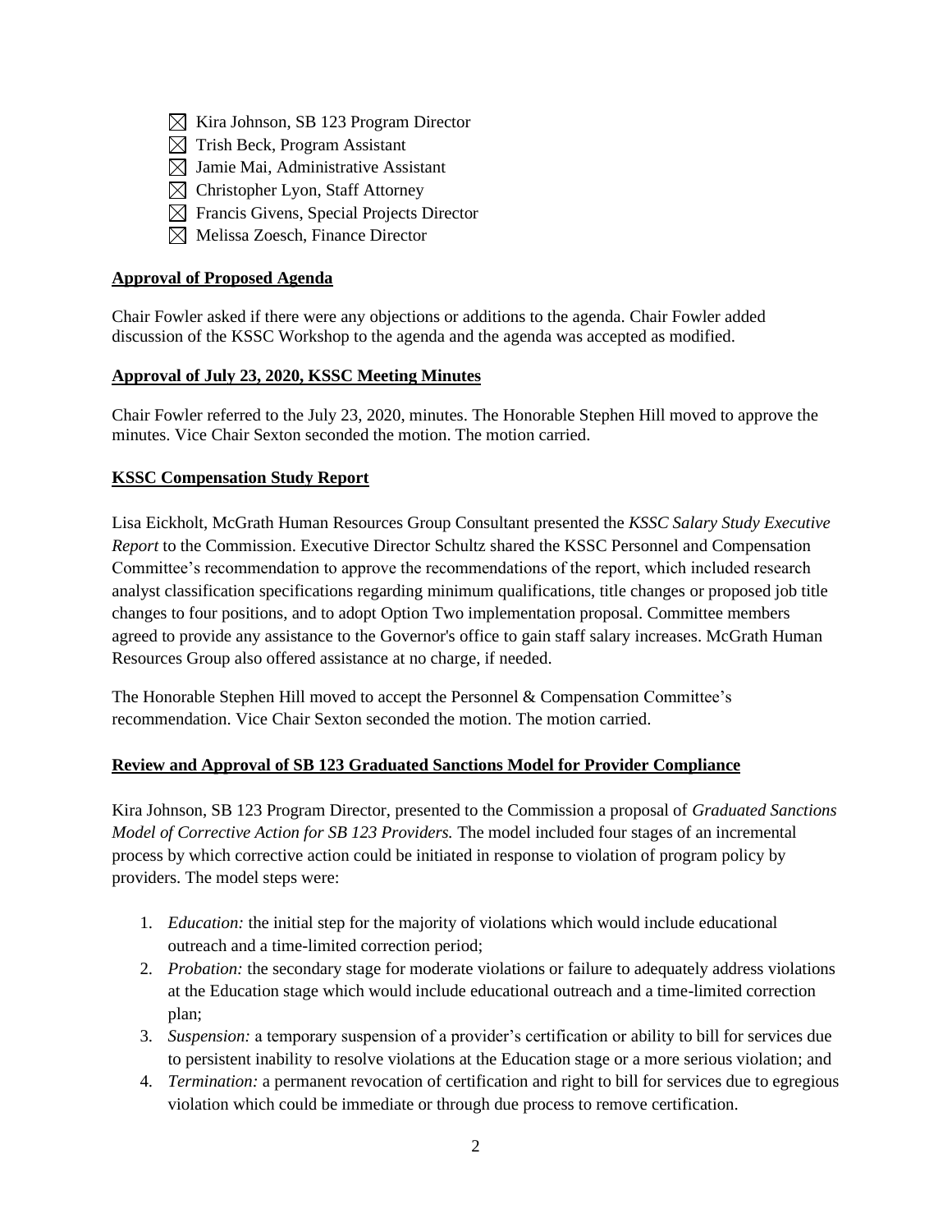- ☒ Kira Johnson, SB 123 Program Director
- ☒ Trish Beck, Program Assistant
- ☒ Jamie Mai, Administrative Assistant
- ☒ Christopher Lyon, Staff Attorney
- ☒ Francis Givens, Special Projects Director
- ☒ Melissa Zoesch, Finance Director

**Approval of Proposed Agenda**

Chair Fowler asked if there were any objections or additions to the agenda. Chair Fowler added discussion of the KSSC Workshop to the agenda and the agenda was accepted as modified.

**Approval of July 23, 2020, KSSC Meeting Minutes**

Chair Fowler referred to the July 23, 2020, minutes. The Honorable Stephen Hill moved to approve the minutes. Vice Chair Sexton seconded the motion. The motion carried.

**KSSC Compensation Study Report**

Lisa Eickholt, McGrath Human Resources Group Consultant presented the *KSSC Salary Study Executive Report* to the Commission. Executive Director Schultz shared the KSSC Personnel and Compensation Committee's recommendation to approve the recommendations of the report, which included research analyst classification specifications regarding minimum qualifications, title changes or proposed job title changes to four positions, and to adopt Option Two implementation proposal. Committee members agreed to provide any assistance to the Governor's office to gain staff salary increases. McGrath Human Resources Group also offered assistance at no charge, if needed.

The Honorable Stephen Hill moved to accept the Personnel & Compensation Committee's recommendation. Vice Chair Sexton seconded the motion. The motion carried.

**Review and Approval of SB 123 Graduated Sanctions Model for Provider Compliance**

Kira Johnson, SB 123 Program Director, presented to the Commission a proposal of *Graduated Sanctions Model of Corrective Action for SB 123 Providers.* The model included four stages of an incremental process by which corrective action could be initiated in response to violation of program policy by providers. The model steps were:

1. *Education:* the initial step for the majority of violations which would include educational outreach and a time-limited correction period;
2. *Probation:* the secondary stage for moderate violations or failure to adequately address violations at the Education stage which would include educational outreach and a time-limited correction plan;
3. *Suspension:* a temporary suspension of a provider's certification or ability to bill for services due to persistent inability to resolve violations at the Education stage or a more serious violation; and
4. *Termination:* a permanent revocation of certification and right to bill for services due to egregious violation which could be immediate or through due process to remove certification.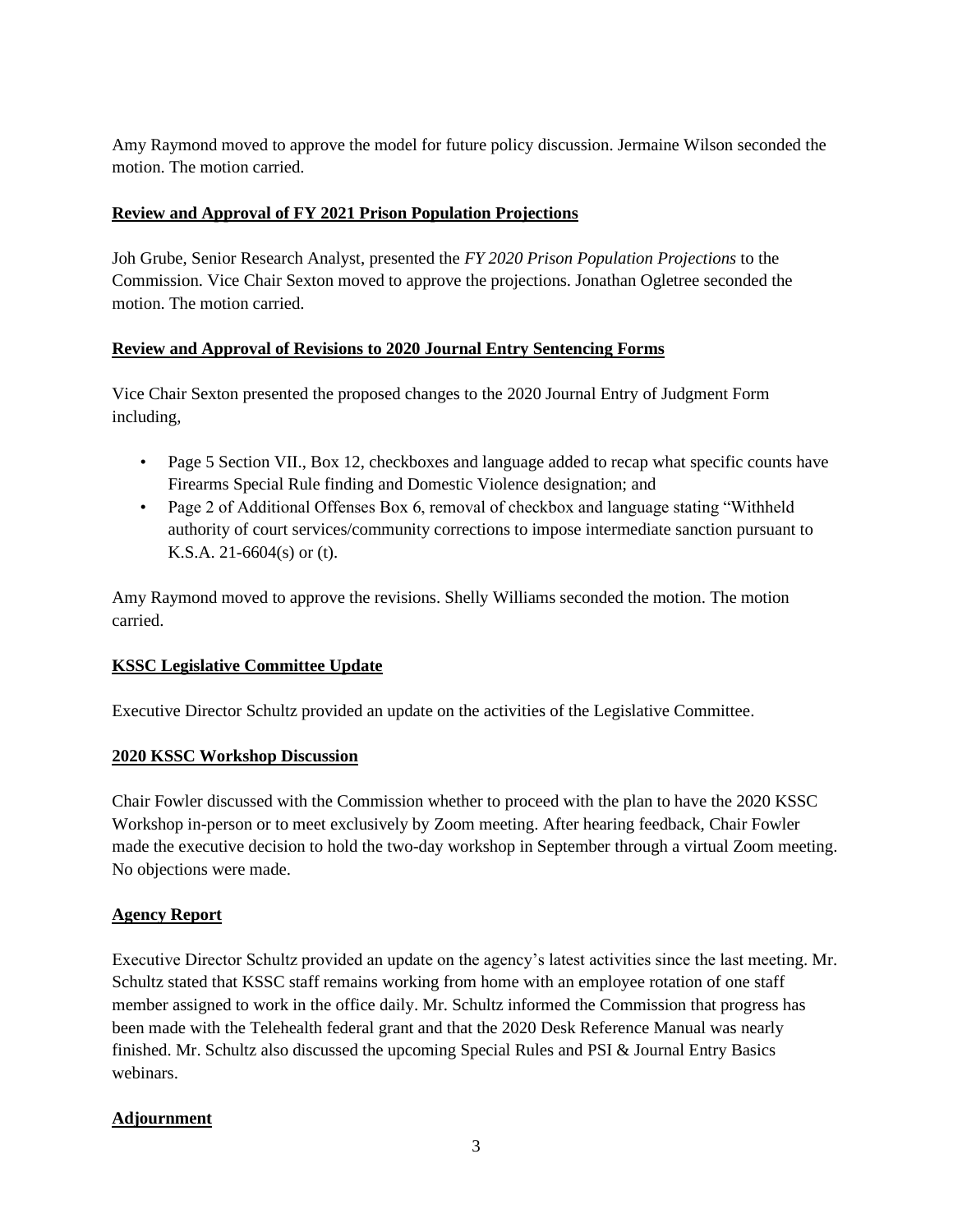Amy Raymond moved to approve the model for future policy discussion. Jermaine Wilson seconded the motion. The motion carried.

**Review and Approval of FY 2021 Prison Population Projections**

Joh Grube, Senior Research Analyst, presented the *FY 2020 Prison Population Projections* to the Commission. Vice Chair Sexton moved to approve the projections. Jonathan Ogletree seconded the motion. The motion carried.

**Review and Approval of Revisions to 2020 Journal Entry Sentencing Forms**

Vice Chair Sexton presented the proposed changes to the 2020 Journal Entry of Judgment Form including,

- Page 5 Section VII., Box 12, checkboxes and language added to recap what specific counts have Firearms Special Rule finding and Domestic Violence designation; and
- Page 2 of Additional Offenses Box 6, removal of checkbox and language stating "Withheld authority of court services/community corrections to impose intermediate sanction pursuant to K.S.A. 21-6604(s) or (t).

Amy Raymond moved to approve the revisions. Shelly Williams seconded the motion. The motion carried.

**KSSC Legislative Committee Update**

Executive Director Schultz provided an update on the activities of the Legislative Committee.

**2020 KSSC Workshop Discussion**

Chair Fowler discussed with the Commission whether to proceed with the plan to have the 2020 KSSC Workshop in-person or to meet exclusively by Zoom meeting. After hearing feedback, Chair Fowler made the executive decision to hold the two-day workshop in September through a virtual Zoom meeting. No objections were made.

**Agency Report**

Executive Director Schultz provided an update on the agency's latest activities since the last meeting. Mr. Schultz stated that KSSC staff remains working from home with an employee rotation of one staff member assigned to work in the office daily. Mr. Schultz informed the Commission that progress has been made with the Telehealth federal grant and that the 2020 Desk Reference Manual was nearly finished. Mr. Schultz also discussed the upcoming Special Rules and PSI & Journal Entry Basics webinars.

**Adjournment**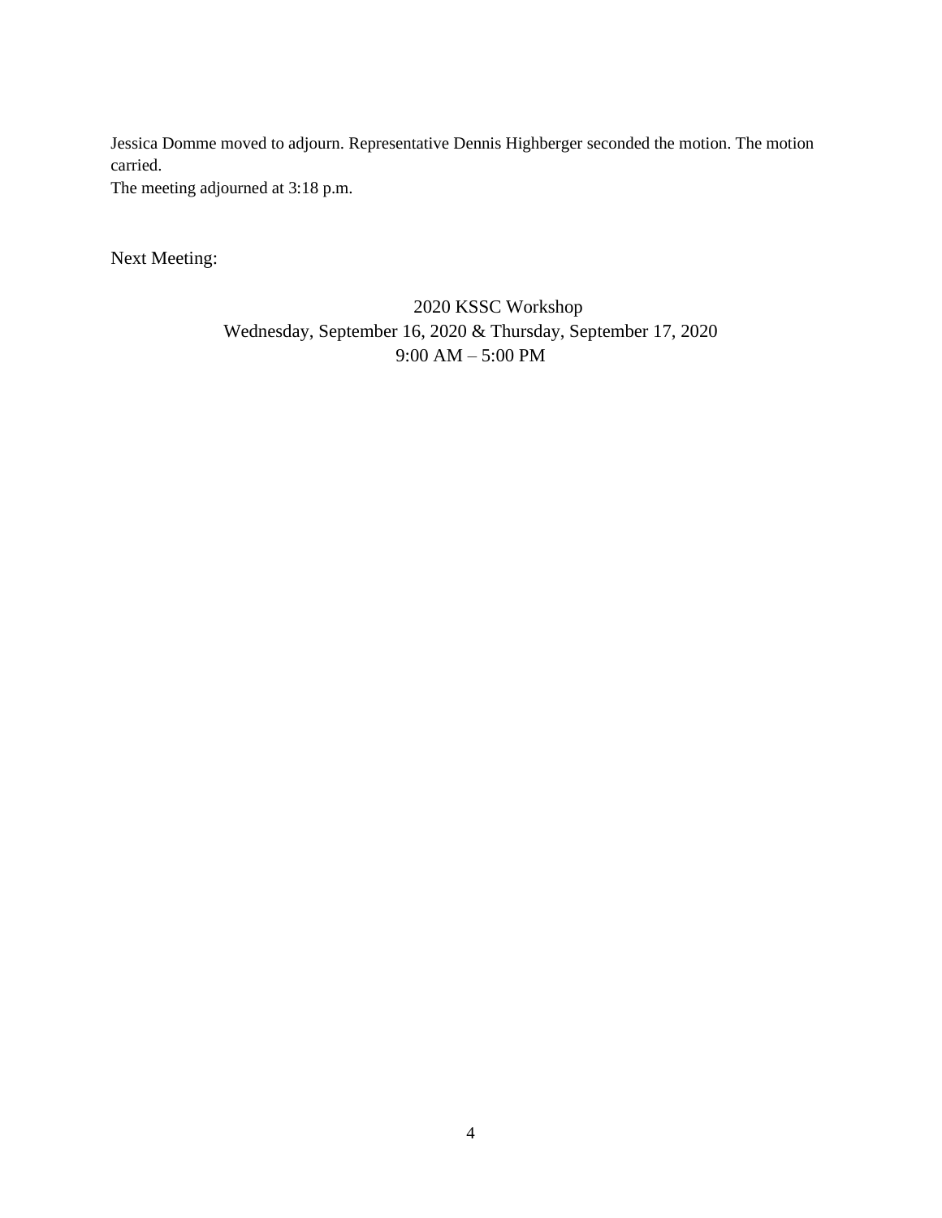Jessica Domme moved to adjourn. Representative Dennis Highberger seconded the motion. The motion carried.

The meeting adjourned at 3:18 p.m.

Next Meeting:

2020 KSSC Workshop

Wednesday, September 16, 2020 & Thursday, September 17, 2020

9:00 AM – 5:00 PM